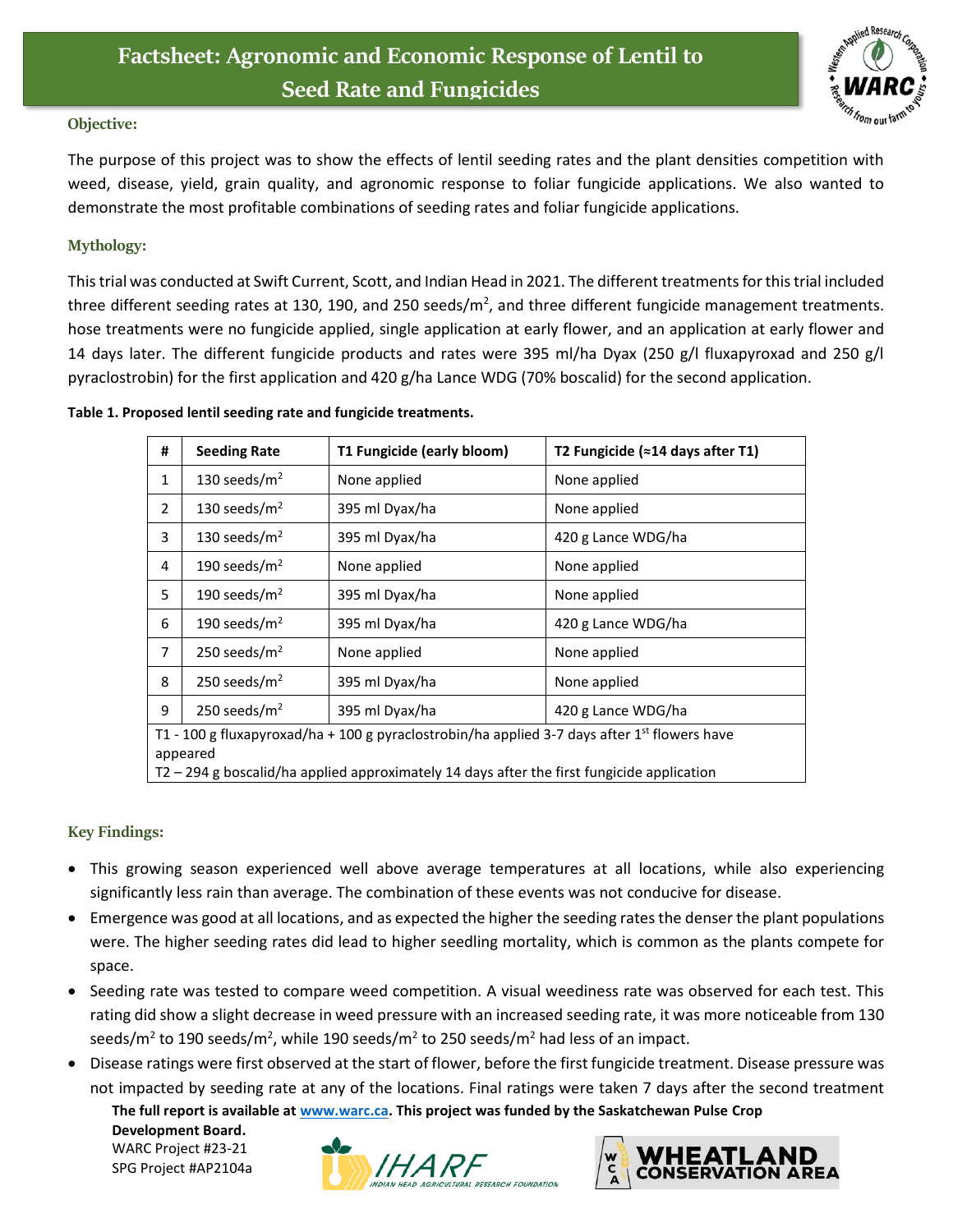# Factsheet: Agronomic and Economic Response of Lentil to Seed Rate and Fungicides

## Objective:

The purpose of this project was to show the effects of lentil seeding rates and the plant densities competition with weed, disease, yield, grain quality, and agronomic response to foliar fungicide applications. We also wanted to demonstrate the most profitable combinations of seeding rates and foliar fungicide applications.

## Mythology:

This trial was conducted at Swift Current, Scott, and Indian Head in 2021. The different treatments for this trial included three different seeding rates at 130, 190, and 250 seeds/m$^2$, and three different fungicide management treatments. hose treatments were no fungicide applied, single application at early flower, and an application at early flower and 14 days later. The different fungicide products and rates were 395 ml/ha Dyax (250 g/l fluxapyroxad and 250 g/l pyraclostrobin) for the first application and 420 g/ha Lance WDG (70% boscalid) for the second application.

**Table 1. Proposed lentil seeding rate and fungicide treatments.**

| # | Seeding Rate | T1 Fungicide (early bloom) | T2 Fungicide (≈14 days after T1) |
|---|---|---|---|
| 1 | 130 seeds/m$^2$ | None applied | None applied |
| 2 | 130 seeds/m$^2$ | 395 ml Dyax/ha | None applied |
| 3 | 130 seeds/m$^2$ | 395 ml Dyax/ha | 420 g Lance WDG/ha |
| 4 | 190 seeds/m$^2$ | None applied | None applied |
| 5 | 190 seeds/m$^2$ | 395 ml Dyax/ha | None applied |
| 6 | 190 seeds/m$^2$ | 395 ml Dyax/ha | 420 g Lance WDG/ha |
| 7 | 250 seeds/m$^2$ | None applied | None applied |
| 8 | 250 seeds/m$^2$ | 395 ml Dyax/ha | None applied |
| 9 | 250 seeds/m$^2$ | 395 ml Dyax/ha | 420 g Lance WDG/ha |

T1 - 100 g fluxapyroxad/ha + 100 g pyraclostrobin/ha applied 3-7 days after 1st flowers have appeared
T2 – 294 g boscalid/ha applied approximately 14 days after the first fungicide application

## Key Findings:

- This growing season experienced well above average temperatures at all locations, while also experiencing significantly less rain than average. The combination of these events was not conducive for disease.
- Emergence was good at all locations, and as expected the higher the seeding rates the denser the plant populations were. The higher seeding rates did lead to higher seedling mortality, which is common as the plants compete for space.
- Seeding rate was tested to compare weed competition. A visual weediness rate was observed for each test. This rating did show a slight decrease in weed pressure with an increased seeding rate, it was more noticeable from 130 seeds/m$^2$ to 190 seeds/m$^2$, while 190 seeds/m$^2$ to 250 seeds/m$^2$ had less of an impact.
- Disease ratings were first observed at the start of flower, before the first fungicide treatment. Disease pressure was not impacted by seeding rate at any of the locations. Final ratings were taken 7 days after the second treatment

**The full report is available at www.warc.ca. This project was funded by the Saskatchewan Pulse Crop Development Board.**
WARC Project #23-21
SPG Project #AP2104a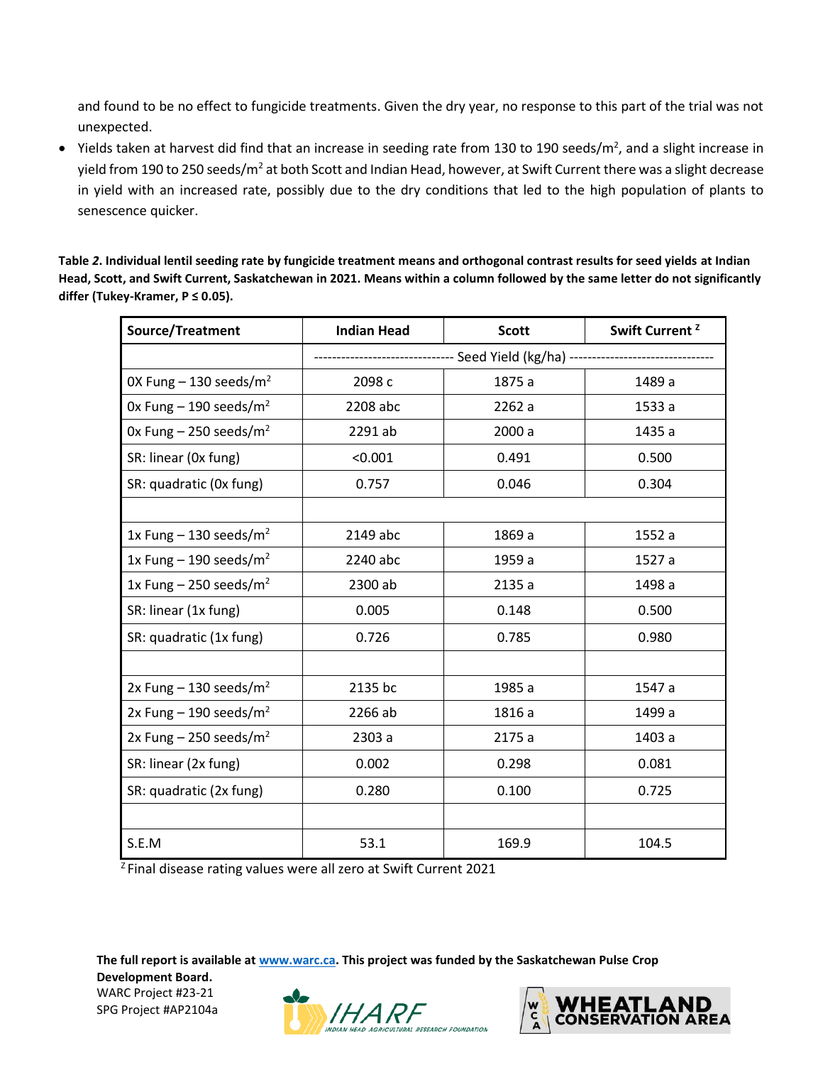and found to be no effect to fungicide treatments. Given the dry year, no response to this part of the trial was not unexpected.

- Yields taken at harvest did find that an increase in seeding rate from 130 to 190 seeds/m$^2$, and a slight increase in yield from 190 to 250 seeds/m$^2$ at both Scott and Indian Head, however, at Swift Current there was a slight decrease in yield with an increased rate, possibly due to the dry conditions that led to the high population of plants to senescence quicker.

**Table 2. Individual lentil seeding rate by fungicide treatment means and orthogonal contrast results for seed yields at Indian Head, Scott, and Swift Current, Saskatchewan in 2021. Means within a column followed by the same letter do not significantly differ (Tukey-Kramer, P ≤ 0.05).**

| Source/Treatment | Indian Head | Scott | Swift Current [Z] |
|---|---|---|---|
| | Seed Yield (kg/ha) | | |
| 0X Fung – 130 seeds/m$^2$ | 2098 c | 1875 a | 1489 a |
| 0x Fung – 190 seeds/m$^2$ | 2208 abc | 2262 a | 1533 a |
| 0x Fung – 250 seeds/m$^2$ | 2291 ab | 2000 a | 1435 a |
| SR: linear (0x fung) | <0.001 | 0.491 | 0.500 |
| SR: quadratic (0x fung) | 0.757 | 0.046 | 0.304 |
| | | | |
| 1x Fung – 130 seeds/m$^2$ | 2149 abc | 1869 a | 1552 a |
| 1x Fung – 190 seeds/m$^2$ | 2240 abc | 1959 a | 1527 a |
| 1x Fung – 250 seeds/m$^2$ | 2300 ab | 2135 a | 1498 a |
| SR: linear (1x fung) | 0.005 | 0.148 | 0.500 |
| SR: quadratic (1x fung) | 0.726 | 0.785 | 0.980 |
| | | | |
| 2x Fung – 130 seeds/m$^2$ | 2135 bc | 1985 a | 1547 a |
| 2x Fung – 190 seeds/m$^2$ | 2266 ab | 1816 a | 1499 a |
| 2x Fung – 250 seeds/m$^2$ | 2303 a | 2175 a | 1403 a |
| SR: linear (2x fung) | 0.002 | 0.298 | 0.081 |
| SR: quadratic (2x fung) | 0.280 | 0.100 | 0.725 |
| | | | |
| S.E.M | 53.1 | 169.9 | 104.5 |

[Z] Final disease rating values were all zero at Swift Current 2021

**The full report is available at www.warc.ca. This project was funded by the Saskatchewan Pulse Crop Development Board.**
WARC Project #23-21
SPG Project #AP2104a